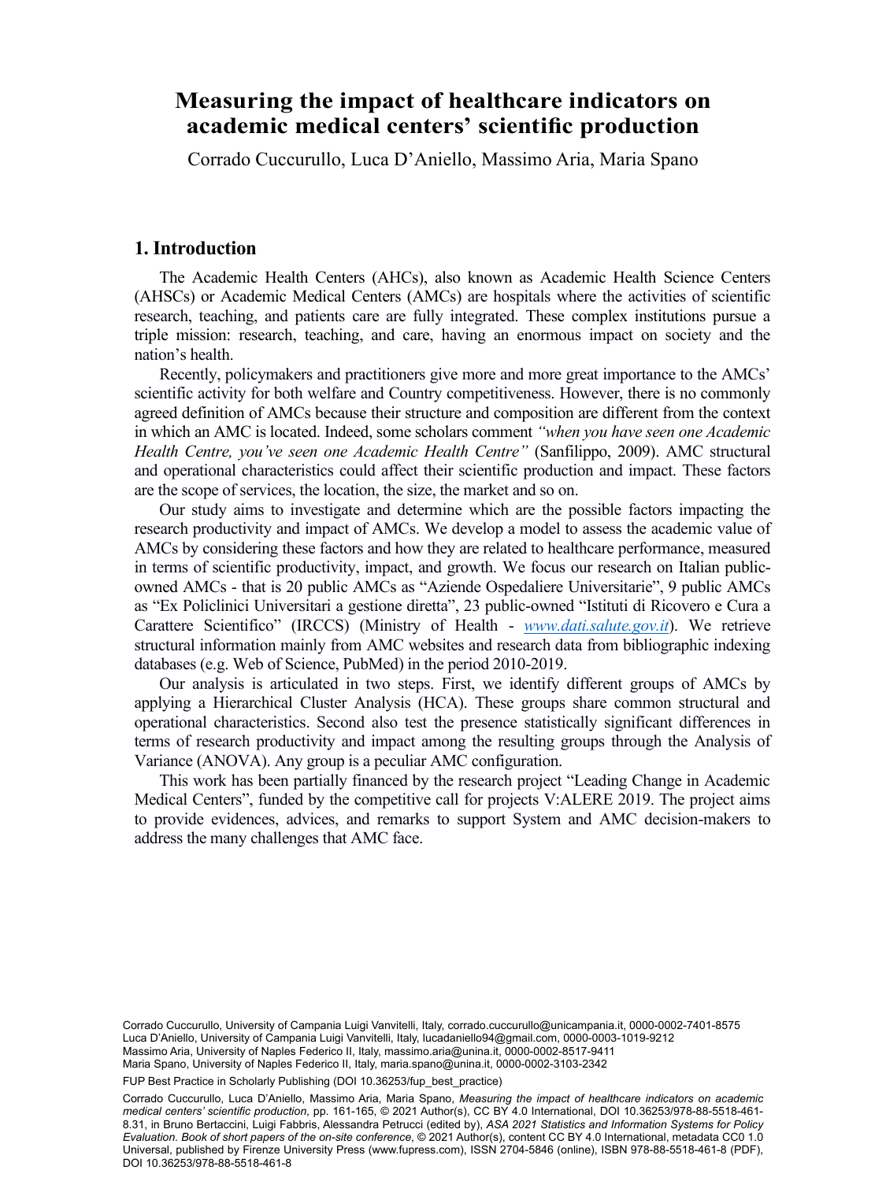# Measuring the impact of healthcare indicators on academic medical centers' scientific production

Corrado Cuccurullo, Luca D'Aniello, Massimo Aria, Maria Spano

## 1. Introduction

The Academic Health Centers (AHCs), also known as Academic Health Science Centers (AHSCs) or Academic Medical Centers (AMCs) are hospitals where the activities of scientific research, teaching, and patients care are fully integrated. These complex institutions pursue a triple mission: research, teaching, and care, having an enormous impact on society and the nation's health.

Recently, policymakers and practitioners give more and more great importance to the AMCs' scientific activity for both welfare and Country competitiveness. However, there is no commonly agreed definition of AMCs because their structure and composition are different from the context in which an AMC is located. Indeed, some scholars comment *"when you have seen one Academic Health Centre, you've seen one Academic Health Centre"* (Sanfilippo, 2009). AMC structural and operational characteristics could affect their scientific production and impact. These factors are the scope of services, the location, the size, the market and so on.

Our study aims to investigate and determine which are the possible factors impacting the research productivity and impact of AMCs. We develop a model to assess the academic value of AMCs by considering these factors and how they are related to healthcare performance, measured in terms of scientific productivity, impact, and growth. We focus our research on Italian public-owned AMCs - that is 20 public AMCs as "Aziende Ospedaliere Universitarie", 9 public AMCs as "Ex Policlinici Universitari a gestione diretta", 23 public-owned "Istituti di Ricovero e Cura a Carattere Scientifico" (IRCCS) (Ministry of Health - *www.dati.salute.gov.it*). We retrieve structural information mainly from AMC websites and research data from bibliographic indexing databases (e.g. Web of Science, PubMed) in the period 2010-2019.

Our analysis is articulated in two steps. First, we identify different groups of AMCs by applying a Hierarchical Cluster Analysis (HCA). These groups share common structural and operational characteristics. Second also test the presence statistically significant differences in terms of research productivity and impact among the resulting groups through the Analysis of Variance (ANOVA). Any group is a peculiar AMC configuration.

This work has been partially financed by the research project "Leading Change in Academic Medical Centers", funded by the competitive call for projects V:ALERE 2019. The project aims to provide evidences, advices, and remarks to support System and AMC decision-makers to address the many challenges that AMC face.

Corrado Cuccurullo, University of Campania Luigi Vanvitelli, Italy, corrado.cuccurullo@unicampania.it, 0000-0002-7401-8575
Luca D'Aniello, University of Campania Luigi Vanvitelli, Italy, lucadaniello94@gmail.com, 0000-0003-1019-9212
Massimo Aria, University of Naples Federico II, Italy, massimo.aria@unina.it, 0000-0002-8517-9411
Maria Spano, University of Naples Federico II, Italy, maria.spano@unina.it, 0000-0002-3103-2342

FUP Best Practice in Scholarly Publishing (DOI 10.36253/fup_best_practice)

Corrado Cuccurullo, Luca D'Aniello, Massimo Aria, Maria Spano, *Measuring the impact of healthcare indicators on academic medical centers' scientific production*, pp. 161-165, © 2021 Author(s), CC BY 4.0 International, DOI 10.36253/978-88-5518-461-8.31, in Bruno Bertaccini, Luigi Fabbris, Alessandra Petrucci (edited by), *ASA 2021 Statistics and Information Systems for Policy Evaluation. Book of short papers of the on-site conference*, © 2021 Author(s), content CC BY 4.0 International, metadata CC0 1.0 Universal, published by Firenze University Press (www.fupress.com), ISSN 2704-5846 (online), ISBN 978-88-5518-461-8 (PDF), DOI 10.36253/978-88-5518-461-8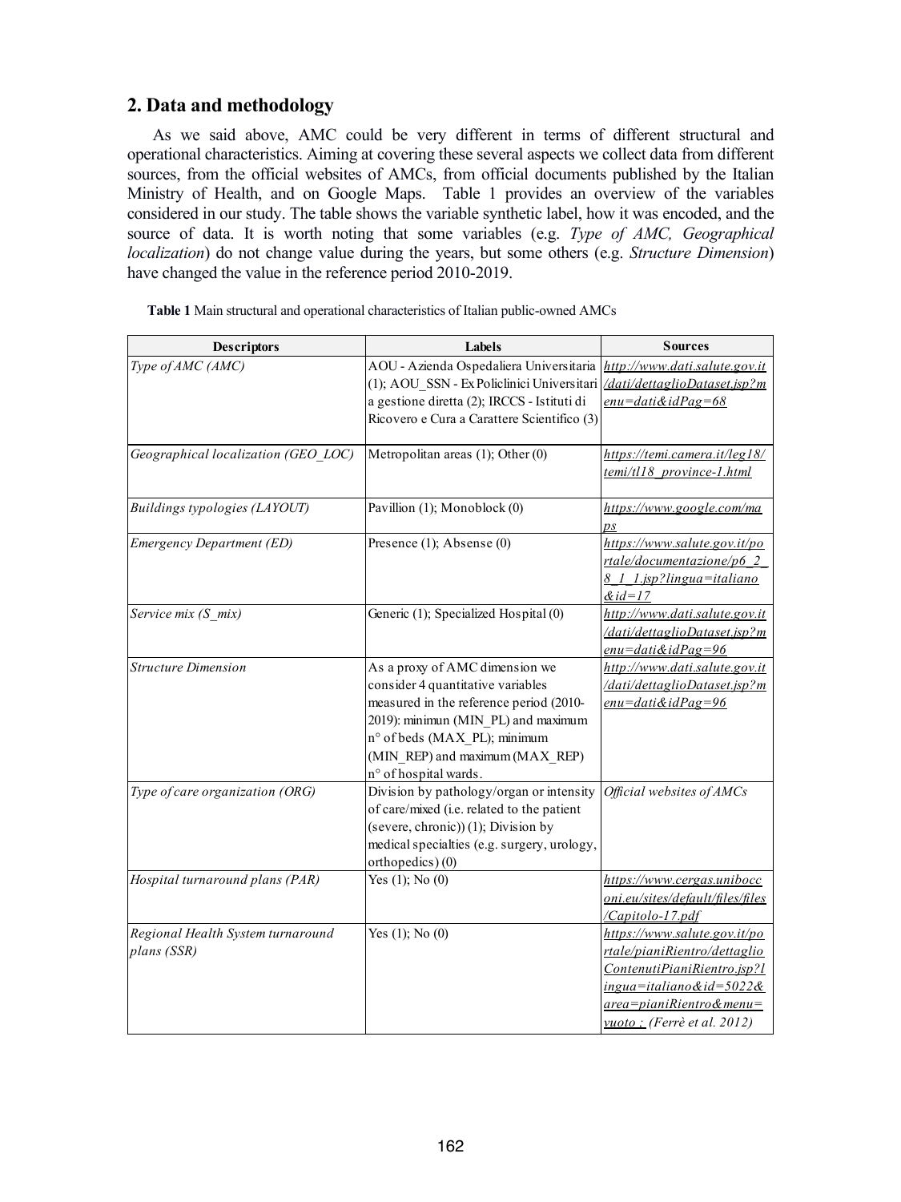## 2. Data and methodology

As we said above, AMC could be very different in terms of different structural and operational characteristics. Aiming at covering these several aspects we collect data from different sources, from the official websites of AMCs, from official documents published by the Italian Ministry of Health, and on Google Maps. Table 1 provides an overview of the variables considered in our study. The table shows the variable synthetic label, how it was encoded, and the source of data. It is worth noting that some variables (e.g. *Type of AMC, Geographical localization*) do not change value during the years, but some others (e.g. *Structure Dimension*) have changed the value in the reference period 2010-2019.

**Table 1** Main structural and operational characteristics of Italian public-owned AMCs

| Descriptors | Labels | Sources |
|---|---|---|
| *Type of AMC (AMC)* | AOU - Azienda Ospedaliera Universitaria (1); AOU_SSN - Ex Policlinici Universitari a gestione diretta (2); IRCCS - Istituti di Ricovero e Cura a Carattere Scientifico (3) | *http://www.dati.salute.gov.it/dati/dettaglioDataset.jsp?menu=dati&idPag=68* |
| *Geographical localization (GEO_LOC)* | Metropolitan areas (1); Other (0) | *https://temi.camera.it/leg18/temi/tl18_province-1.html* |
| *Buildings typologies (LAYOUT)* | Pavillion (1); Monoblock (0) | *https://www.google.com/maps* |
| *Emergency Department (ED)* | Presence (1); Absense (0) | *https://www.salute.gov.it/portale/documentazione/p6_2_8_1_1.jsp?lingua=italiano&id=17* |
| *Service mix (S_mix)* | Generic (1); Specialized Hospital (0) | *http://www.dati.salute.gov.it/dati/dettaglioDataset.jsp?menu=dati&idPag=96* |
| *Structure Dimension* | As a proxy of AMC dimension we consider 4 quantitative variables measured in the reference period (2010-2019): minimun (MIN_PL) and maximum n° of beds (MAX_PL); minimum (MIN_REP) and maximum (MAX_REP) n° of hospital wards. | *http://www.dati.salute.gov.it/dati/dettaglioDataset.jsp?menu=dati&idPag=96* |
| *Type of care organization (ORG)* | Division by pathology/organ or intensity of care/mixed (i.e. related to the patient (severe, chronic)) (1); Division by medical specialties (e.g. surgery, urology, orthopedics) (0) | *Official websites of AMCs* |
| *Hospital turnaround plans (PAR)* | Yes (1); No (0) | *https://www.cergas.unibocconi.eu/sites/default/files/files/Capitolo-17.pdf* |
| *Regional Health System turnaround plans (SSR)* | Yes (1); No (0) | *https://www.salute.gov.it/portale/pianiRientro/dettaglioContenutiPianiRientro.jsp?lingua=italiano&id=5022&area=pianiRientro&menu=vuoto ; (Ferrè et al. 2012)* |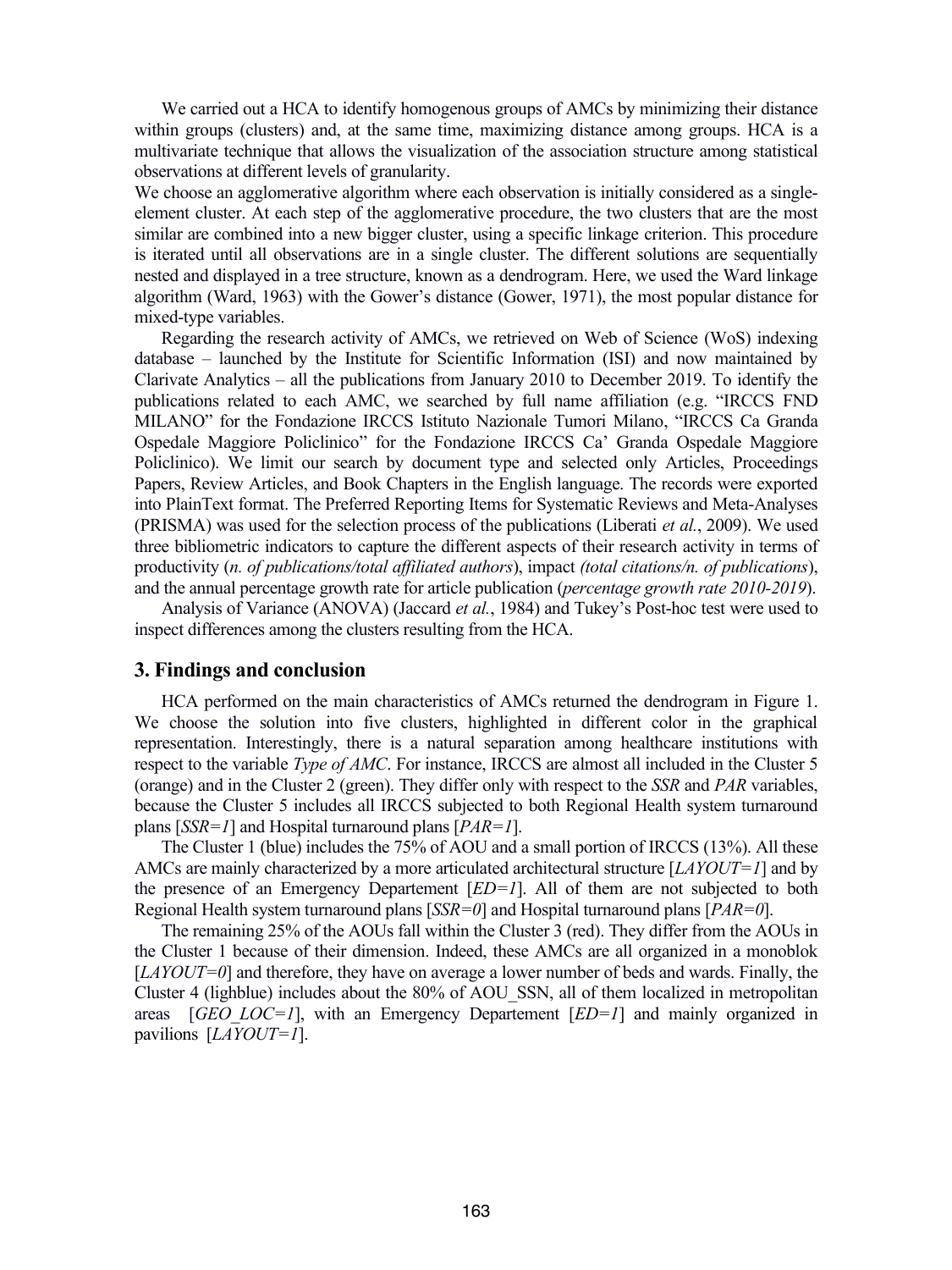We carried out a HCA to identify homogenous groups of AMCs by minimizing their distance within groups (clusters) and, at the same time, maximizing distance among groups. HCA is a multivariate technique that allows the visualization of the association structure among statistical observations at different levels of granularity.

We choose an agglomerative algorithm where each observation is initially considered as a single-element cluster. At each step of the agglomerative procedure, the two clusters that are the most similar are combined into a new bigger cluster, using a specific linkage criterion. This procedure is iterated until all observations are in a single cluster. The different solutions are sequentially nested and displayed in a tree structure, known as a dendrogram. Here, we used the Ward linkage algorithm (Ward, 1963) with the Gower's distance (Gower, 1971), the most popular distance for mixed-type variables.

Regarding the research activity of AMCs, we retrieved on Web of Science (WoS) indexing database – launched by the Institute for Scientific Information (ISI) and now maintained by Clarivate Analytics – all the publications from January 2010 to December 2019. To identify the publications related to each AMC, we searched by full name affiliation (e.g. "IRCCS FND MILANO" for the Fondazione IRCCS Istituto Nazionale Tumori Milano, "IRCCS Ca Granda Ospedale Maggiore Policlinico" for the Fondazione IRCCS Ca' Granda Ospedale Maggiore Policlinico). We limit our search by document type and selected only Articles, Proceedings Papers, Review Articles, and Book Chapters in the English language. The records were exported into PlainText format. The Preferred Reporting Items for Systematic Reviews and Meta-Analyses (PRISMA) was used for the selection process of the publications (Liberati *et al.*, 2009). We used three bibliometric indicators to capture the different aspects of their research activity in terms of productivity (*n. of publications/total affiliated authors*), impact *(total citations/n. of publications*), and the annual percentage growth rate for article publication (*percentage growth rate 2010-2019*).

Analysis of Variance (ANOVA) (Jaccard *et al.*, 1984) and Tukey's Post-hoc test were used to inspect differences among the clusters resulting from the HCA.

## 3. Findings and conclusion

HCA performed on the main characteristics of AMCs returned the dendrogram in Figure 1. We choose the solution into five clusters, highlighted in different color in the graphical representation. Interestingly, there is a natural separation among healthcare institutions with respect to the variable *Type of AMC*. For instance, IRCCS are almost all included in the Cluster 5 (orange) and in the Cluster 2 (green). They differ only with respect to the *SSR* and *PAR* variables, because the Cluster 5 includes all IRCCS subjected to both Regional Health system turnaround plans [*SSR=1*] and Hospital turnaround plans [*PAR=1*].

The Cluster 1 (blue) includes the 75% of AOU and a small portion of IRCCS (13%). All these AMCs are mainly characterized by a more articulated architectural structure [*LAYOUT=1*] and by the presence of an Emergency Departement [*ED=1*]. All of them are not subjected to both Regional Health system turnaround plans [*SSR=0*] and Hospital turnaround plans [*PAR=0*].

The remaining 25% of the AOUs fall within the Cluster 3 (red). They differ from the AOUs in the Cluster 1 because of their dimension. Indeed, these AMCs are all organized in a monoblok [*LAYOUT=0*] and therefore, they have on average a lower number of beds and wards. Finally, the Cluster 4 (lighblue) includes about the 80% of AOU_SSN, all of them localized in metropolitan areas [*GEO_LOC=1*], with an Emergency Departement [*ED=1*] and mainly organized in pavilions [*LAYOUT=1*].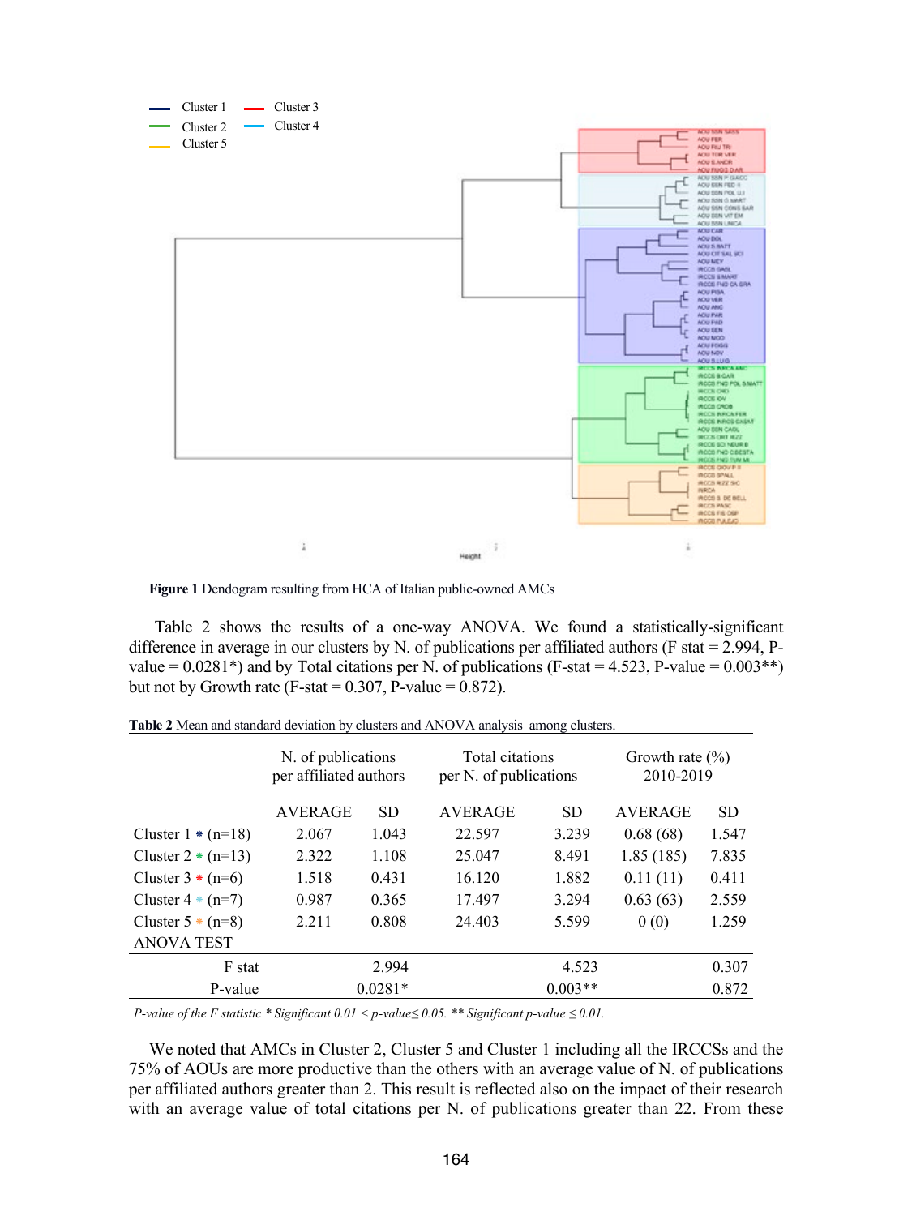**Figure 1** Dendogram resulting from HCA of Italian public-owned AMCs

Table 2 shows the results of a one-way ANOVA. We found a statistically-significant difference in average in our clusters by N. of publications per affiliated authors (F stat = 2.994, P-value = 0.0281*) and by Total citations per N. of publications (F-stat = 4.523, P-value = 0.003**) but not by Growth rate (F-stat = 0.307, P-value = 0.872).

**Table 2** Mean and standard deviation by clusters and ANOVA analysis among clusters.

| | N. of publications per affiliated authors | | Total citations per N. of publications | | Growth rate (%) 2010-2019 | |
|---|---|---|---|---|---|---|
| | AVERAGE | SD | AVERAGE | SD | AVERAGE | SD |
| Cluster 1 * (n=18) | 2.067 | 1.043 | 22.597 | 3.239 | 0.68 (68) | 1.547 |
| Cluster 2 * (n=13) | 2.322 | 1.108 | 25.047 | 8.491 | 1.85 (185) | 7.835 |
| Cluster 3 * (n=6) | 1.518 | 0.431 | 16.120 | 1.882 | 0.11 (11) | 0.411 |
| Cluster 4 * (n=7) | 0.987 | 0.365 | 17.497 | 3.294 | 0.63 (63) | 2.559 |
| Cluster 5 * (n=8) | 2.211 | 0.808 | 24.403 | 5.599 | 0 (0) | 1.259 |
| ANOVA TEST | | | | | | |
| F stat | 2.994 | | 4.523 | | 0.307 | |
| P-value | 0.0281* | | 0.003** | | 0.872 | |

*P-value of the F statistic * Significant 0.01 < p-value≤ 0.05. ** Significant p-value ≤ 0.01.*

We noted that AMCs in Cluster 2, Cluster 5 and Cluster 1 including all the IRCCSs and the 75% of AOUs are more productive than the others with an average value of N. of publications per affiliated authors greater than 2. This result is reflected also on the impact of their research with an average value of total citations per N. of publications greater than 22. From these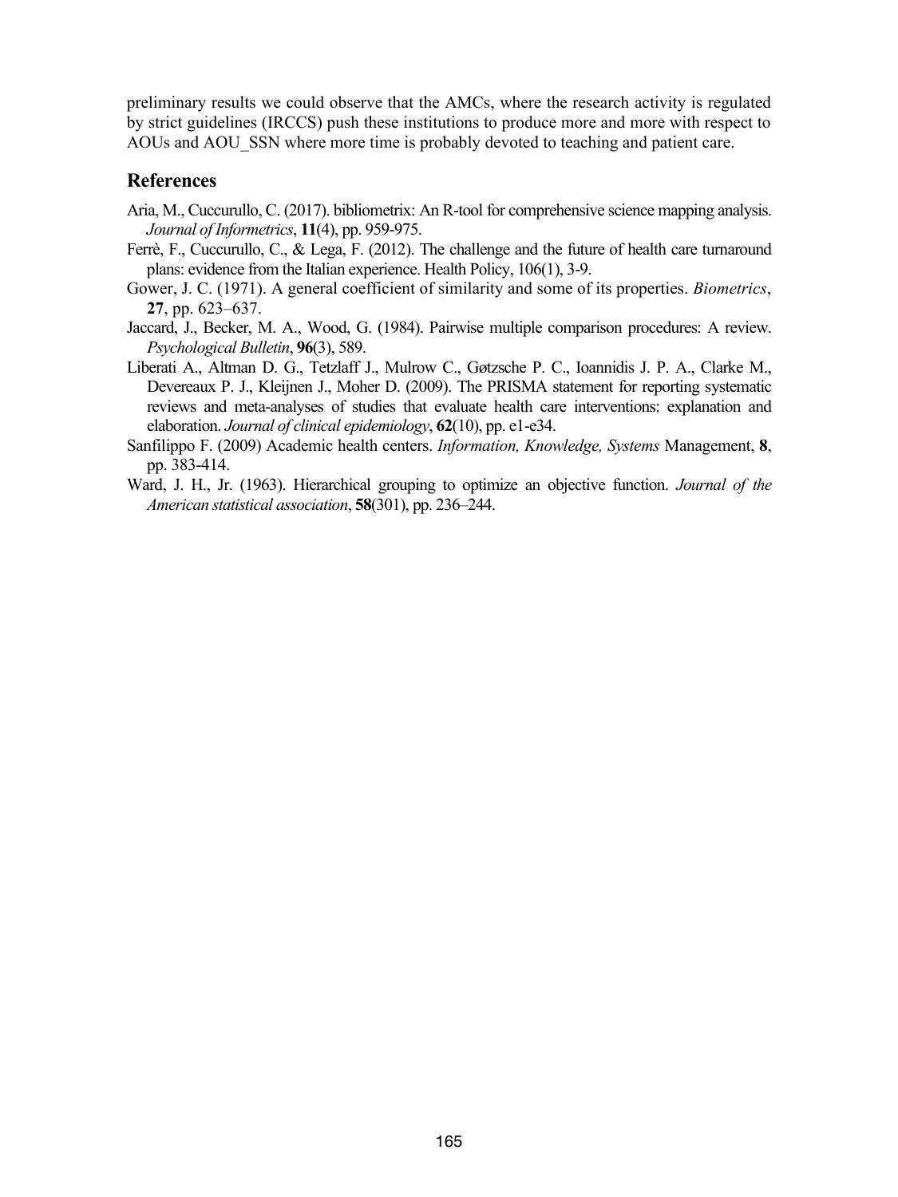preliminary results we could observe that the AMCs, where the research activity is regulated by strict guidelines (IRCCS) push these institutions to produce more and more with respect to AOUs and AOU_SSN where more time is probably devoted to teaching and patient care.

## References

Aria, M., Cuccurullo, C. (2017). bibliometrix: An R-tool for comprehensive science mapping analysis. *Journal of Informetrics*, **11**(4), pp. 959-975.

Ferrè, F., Cuccurullo, C., & Lega, F. (2012). The challenge and the future of health care turnaround plans: evidence from the Italian experience. Health Policy, 106(1), 3-9.

Gower, J. C. (1971). A general coefficient of similarity and some of its properties. *Biometrics*, **27**, pp. 623–637.

Jaccard, J., Becker, M. A., Wood, G. (1984). Pairwise multiple comparison procedures: A review. *Psychological Bulletin*, **96**(3), 589.

Liberati A., Altman D. G., Tetzlaff J., Mulrow C., Gøtzsche P. C., Ioannidis J. P. A., Clarke M., Devereaux P. J., Kleijnen J., Moher D. (2009). The PRISMA statement for reporting systematic reviews and meta-analyses of studies that evaluate health care interventions: explanation and elaboration. *Journal of clinical epidemiology*, **62**(10), pp. e1-e34.

Sanfilippo F. (2009) Academic health centers. *Information, Knowledge, Systems* Management, **8**, pp. 383-414.

Ward, J. H., Jr. (1963). Hierarchical grouping to optimize an objective function. *Journal of the American statistical association*, **58**(301), pp. 236–244.